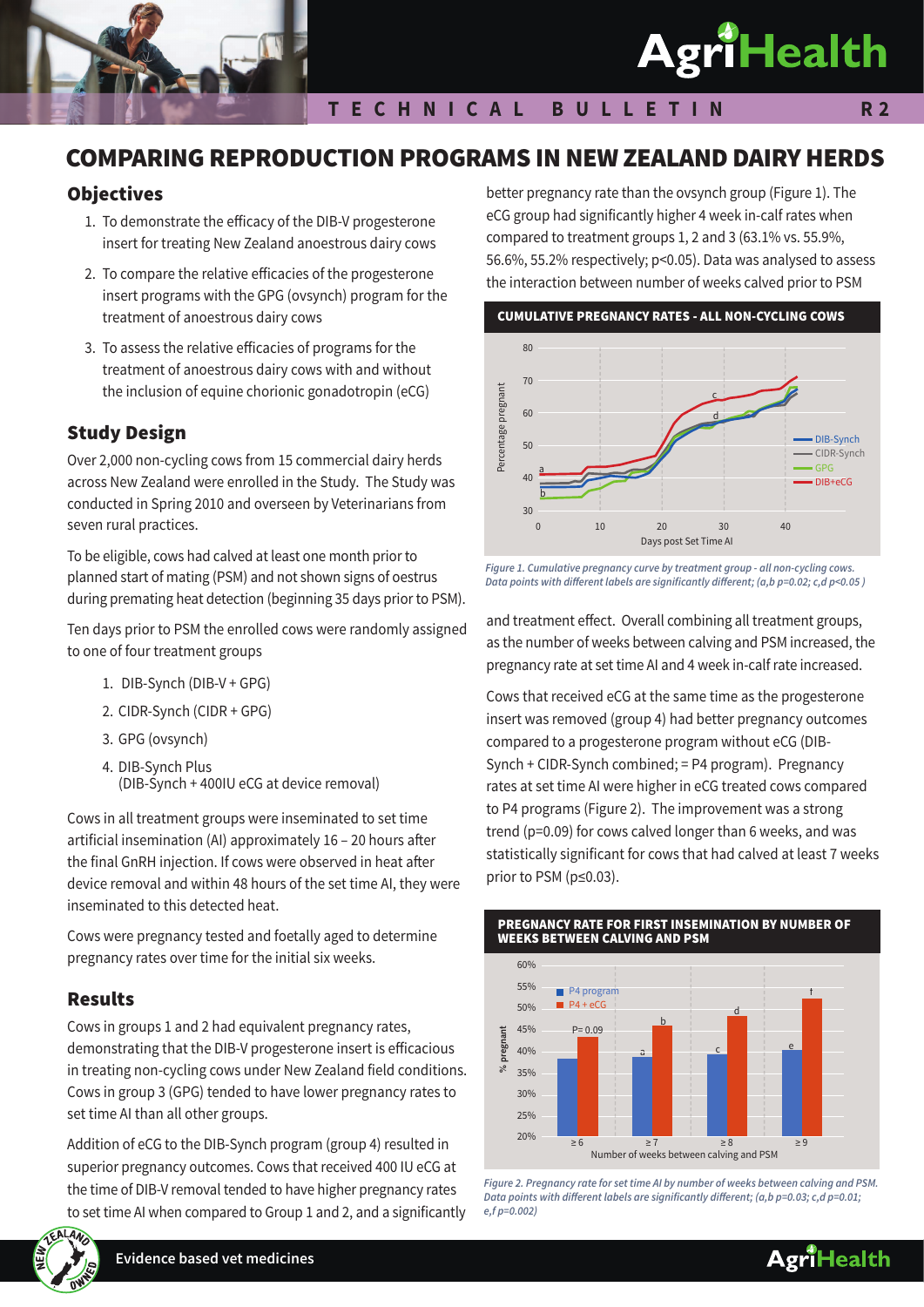# COMPARING REPRODUCTION PROGRAMS IN NEW ZEALAND DAIRY HERDS

TECHNICAL BULLETIN R2

## Objectives

1. To demonstrate the efficacy of the DIB-V progesterone insert for treating New Zealand anoestrous dairy cows
2. To compare the relative efficacies of the progesterone insert programs with the GPG (ovsynch) program for the treatment of anoestrous dairy cows
3. To assess the relative efficacies of programs for the treatment of anoestrous dairy cows with and without the inclusion of equine chorionic gonadotropin (eCG)

## Study Design

Over 2,000 non-cycling cows from 15 commercial dairy herds across New Zealand were enrolled in the Study. The Study was conducted in Spring 2010 and overseen by Veterinarians from seven rural practices.

To be eligible, cows had calved at least one month prior to planned start of mating (PSM) and not shown signs of oestrus during premating heat detection (beginning 35 days prior to PSM).

Ten days prior to PSM the enrolled cows were randomly assigned to one of four treatment groups

1. DIB-Synch (DIB-V + GPG)
2. CIDR-Synch (CIDR + GPG)
3. GPG (ovsynch)
4. DIB-Synch Plus
   (DIB-Synch + 400IU eCG at device removal)

Cows in all treatment groups were inseminated to set time artificial insemination (AI) approximately 16 – 20 hours after the final GnRH injection. If cows were observed in heat after device removal and within 48 hours of the set time AI, they were inseminated to this detected heat.

Cows were pregnancy tested and foetally aged to determine pregnancy rates over time for the initial six weeks.

## Results

Cows in groups 1 and 2 had equivalent pregnancy rates, demonstrating that the DIB-V progesterone insert is efficacious in treating non-cycling cows under New Zealand field conditions. Cows in group 3 (GPG) tended to have lower pregnancy rates to set time AI than all other groups.

Addition of eCG to the DIB-Synch program (group 4) resulted in superior pregnancy outcomes. Cows that received 400 IU eCG at the time of DIB-V removal tended to have higher pregnancy rates to set time AI when compared to Group 1 and 2, and a significantly better pregnancy rate than the ovsynch group (Figure 1). The eCG group had significantly higher 4 week in-calf rates when compared to treatment groups 1, 2 and 3 (63.1% vs. 55.9%, 56.6%, 55.2% respectively; $p<0.05$). Data was analysed to assess the interaction between number of weeks calved prior to PSM and treatment effect. Overall combining all treatment groups, as the number of weeks between calving and PSM increased, the pregnancy rate at set time AI and 4 week in-calf rate increased.

**CUMULATIVE PREGNANCY RATES - ALL NON-CYCLING COWS**

Percentage pregnant
80
70
60
50
40
30
0 10 20 30 40
Days post Set Time AI
a
b
c
d
DIB-Synch
CIDR-Synch
GPG
DIB+eCG

*Figure 1. Cumulative pregnancy curve by treatment group - all non-cycling cows. Data points with different labels are significantly different; (a,b p=0.02; c,d p<0.05 )*

Cows that received eCG at the same time as the progesterone insert was removed (group 4) had better pregnancy outcomes compared to a progesterone program without eCG (DIB-Synch + CIDR-Synch combined; = P4 program). Pregnancy rates at set time AI were higher in eCG treated cows compared to P4 programs (Figure 2). The improvement was a strong trend ($p=0.09$) for cows calved longer than 6 weeks, and was statistically significant for cows that had calved at least 7 weeks prior to PSM ($p\leq0.03$).

**PREGNANCY RATE FOR FIRST INSEMINATION BY NUMBER OF WEEKS BETWEEN CALVING AND PSM**

% pregnant
60%
55%
50%
45%
40%
35%
30%
25%
20%
P4 program
P4 + eCG
P= 0.09
a
b
c
d
e
f
≥ 6 ≥ 7 ≥ 8 ≥ 9
Number of weeks between calving and PSM

*Figure 2. Pregnancy rate for set time AI by number of weeks between calving and PSM. Data points with different labels are significantly different; (a,b p=0.03; c,d p=0.01; e,f p=0.002)*

Evidence based vet medicines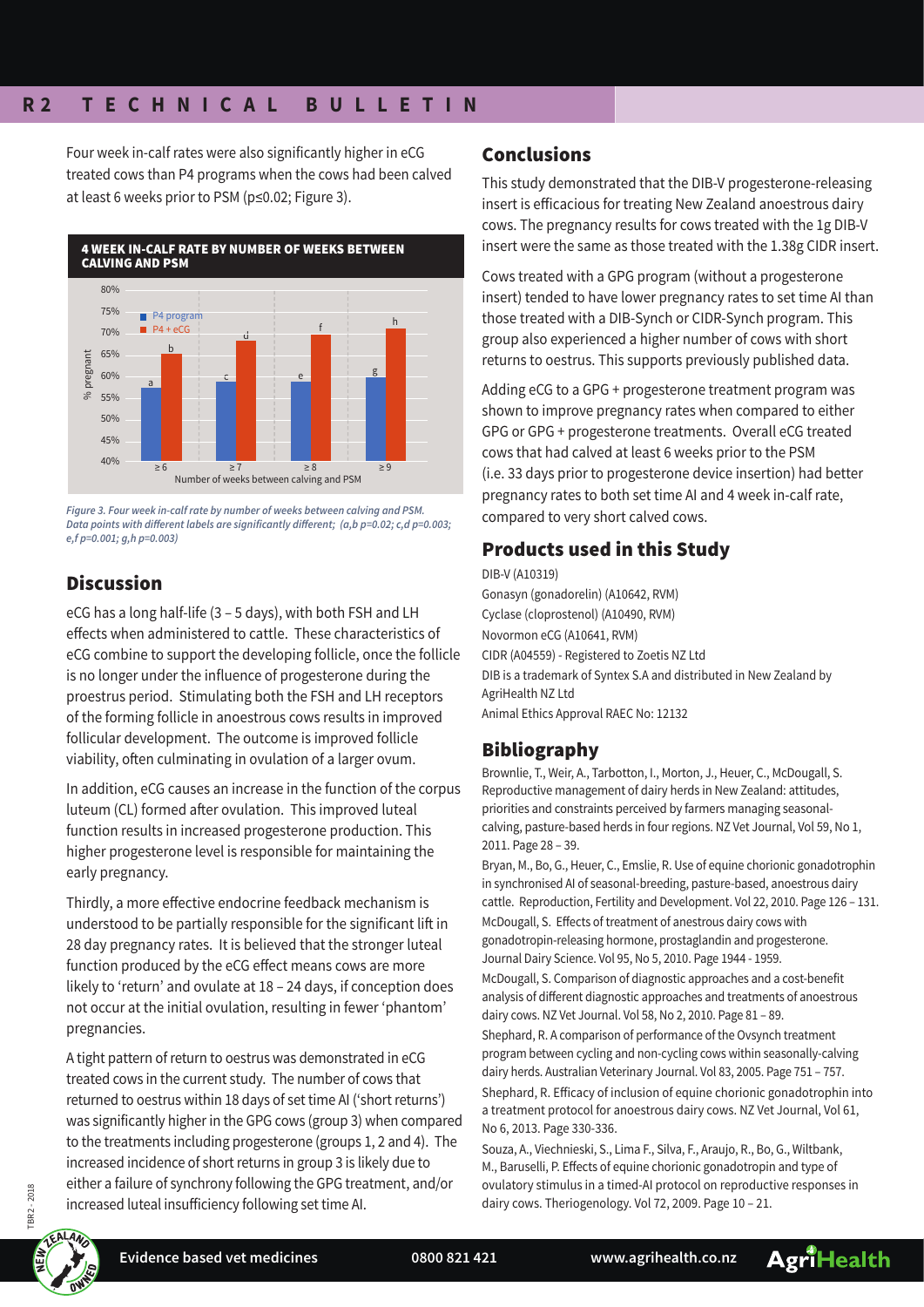Four week in-calf rates were also significantly higher in eCG treated cows than P4 programs when the cows had been calved at least 6 weeks prior to PSM (p≤0.02; Figure 3).

**4 WEEK IN-CALF RATE BY NUMBER OF WEEKS BETWEEN CALVING AND PSM**

% pregnant

80%
75%
70%
65%
60%
55%
50%
45%
40%

P4 program
P4 + eCG

a b c d e f g h

≥ 6
≥ 7
≥ 8
≥ 9

Number of weeks between calving and PSM

*Figure 3. Four week in-calf rate by number of weeks between calving and PSM. Data points with different labels are significantly different; (a,b p=0.02; c,d p=0.003; e,f p=0.001; g,h p=0.003)*

## Discussion

eCG has a long half-life (3 – 5 days), with both FSH and LH effects when administered to cattle. These characteristics of eCG combine to support the developing follicle, once the follicle is no longer under the influence of progesterone during the proestrus period. Stimulating both the FSH and LH receptors of the forming follicle in anoestrous cows results in improved follicular development. The outcome is improved follicle viability, often culminating in ovulation of a larger ovum.

In addition, eCG causes an increase in the function of the corpus luteum (CL) formed after ovulation. This improved luteal function results in increased progesterone production. This higher progesterone level is responsible for maintaining the early pregnancy.

Thirdly, a more effective endocrine feedback mechanism is understood to be partially responsible for the significant lift in 28 day pregnancy rates. It is believed that the stronger luteal function produced by the eCG effect means cows are more likely to 'return' and ovulate at 18 – 24 days, if conception does not occur at the initial ovulation, resulting in fewer 'phantom' pregnancies.

A tight pattern of return to oestrus was demonstrated in eCG treated cows in the current study. The number of cows that returned to oestrus within 18 days of set time AI ('short returns') was significantly higher in the GPG cows (group 3) when compared to the treatments including progesterone (groups 1, 2 and 4). The increased incidence of short returns in group 3 is likely due to either a failure of synchrony following the GPG treatment, and/or increased luteal insufficiency following set time AI.

## Conclusions

This study demonstrated that the DIB-V progesterone-releasing insert is efficacious for treating New Zealand anoestrous dairy cows. The pregnancy results for cows treated with the 1g DIB-V insert were the same as those treated with the 1.38g CIDR insert.

Cows treated with a GPG program (without a progesterone insert) tended to have lower pregnancy rates to set time AI than those treated with a DIB-Synch or CIDR-Synch program. This group also experienced a higher number of cows with short returns to oestrus. This supports previously published data.

Adding eCG to a GPG + progesterone treatment program was shown to improve pregnancy rates when compared to either GPG or GPG + progesterone treatments. Overall eCG treated cows that had calved at least 6 weeks prior to the PSM (i.e. 33 days prior to progesterone device insertion) had better pregnancy rates to both set time AI and 4 week in-calf rate, compared to very short calved cows.

## Products used in this Study

DIB-V (A10319)
Gonasyn (gonadorelin) (A10642, RVM)
Cyclase (cloprostenol) (A10490, RVM)
Novormon eCG (A10641, RVM)
CIDR (A04559) - Registered to Zoetis NZ Ltd
DIB is a trademark of Syntex S.A and distributed in New Zealand by AgriHealth NZ Ltd
Animal Ethics Approval RAEC No: 12132

## Bibliography

Brownlie, T., Weir, A., Tarbotton, I., Morton, J., Heuer, C., McDougall, S. Reproductive management of dairy herds in New Zealand: attitudes, priorities and constraints perceived by farmers managing seasonal-calving, pasture-based herds in four regions. NZ Vet Journal, Vol 59, No 1, 2011. Page 28 – 39.

Bryan, M., Bo, G., Heuer, C., Emslie, R. Use of equine chorionic gonadotrophin in synchronised AI of seasonal-breeding, pasture-based, anoestrous dairy cattle. Reproduction, Fertility and Development. Vol 22, 2010. Page 126 – 131.

McDougall, S. Effects of treatment of anestrous dairy cows with gonadotropin-releasing hormone, prostaglandin and progesterone. Journal Dairy Science. Vol 95, No 5, 2010. Page 1944 - 1959.

McDougall, S. Comparison of diagnostic approaches and a cost-benefit analysis of different diagnostic approaches and treatments of anoestrous dairy cows. NZ Vet Journal. Vol 58, No 2, 2010. Page 81 – 89.

Shephard, R. A comparison of performance of the Ovsynch treatment program between cycling and non-cycling cows within seasonally-calving dairy herds. Australian Veterinary Journal. Vol 83, 2005. Page 751 – 757.

Shephard, R. Efficacy of inclusion of equine chorionic gonadotrophin into a treatment protocol for anoestrous dairy cows. NZ Vet Journal, Vol 61, No 6, 2013. Page 330-336.

Souza, A., Viechnieski, S., Lima F., Silva, F., Araujo, R., Bo, G., Wiltbank, M., Baruselli, P. Effects of equine chorionic gonadotropin and type of ovulatory stimulus in a timed-AI protocol on reproductive responses in dairy cows. Theriogenology. Vol 72, 2009. Page 10 – 21.